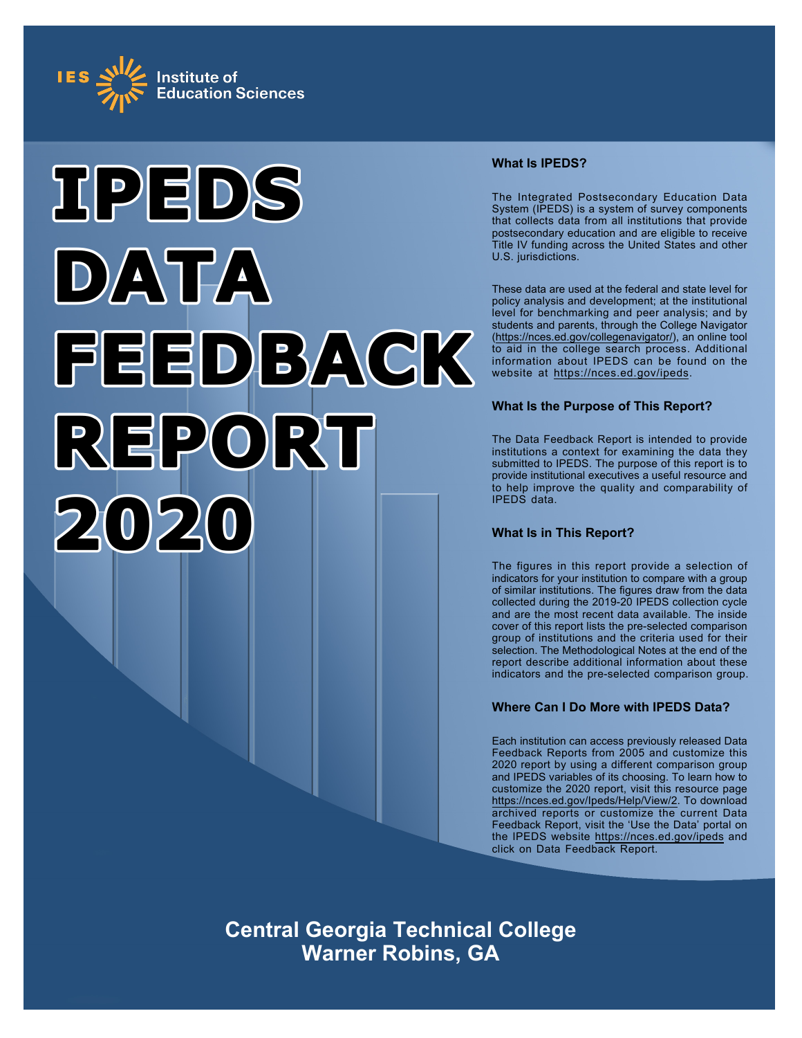IES Institute of Education Sciences

# IPEDS DATA FEEDBACK REPORT 2020

### What Is IPEDS?

The Integrated Postsecondary Education Data System (IPEDS) is a system of survey components that collects data from all institutions that provide postsecondary education and are eligible to receive Title IV funding across the United States and other U.S. jurisdictions.

These data are used at the federal and state level for policy analysis and development; at the institutional level for benchmarking and peer analysis; and by students and parents, through the College Navigator (https://nces.ed.gov/collegenavigator/), an online tool to aid in the college search process. Additional information about IPEDS can be found on the website at https://nces.ed.gov/ipeds.

### What Is the Purpose of This Report?

The Data Feedback Report is intended to provide institutions a context for examining the data they submitted to IPEDS. The purpose of this report is to provide institutional executives a useful resource and to help improve the quality and comparability of IPEDS data.

### What Is in This Report?

The figures in this report provide a selection of indicators for your institution to compare with a group of similar institutions. The figures draw from the data collected during the 2019-20 IPEDS collection cycle and are the most recent data available. The inside cover of this report lists the pre-selected comparison group of institutions and the criteria used for their selection. The Methodological Notes at the end of the report describe additional information about these indicators and the pre-selected comparison group.

### Where Can I Do More with IPEDS Data?

Each institution can access previously released Data Feedback Reports from 2005 and customize this 2020 report by using a different comparison group and IPEDS variables of its choosing. To learn how to customize the 2020 report, visit this resource page https://nces.ed.gov/Ipeds/Help/View/2. To download archived reports or customize the current Data Feedback Report, visit the 'Use the Data' portal on the IPEDS website https://nces.ed.gov/ipeds and click on Data Feedback Report.

**Central Georgia Technical College**
**Warner Robins, GA**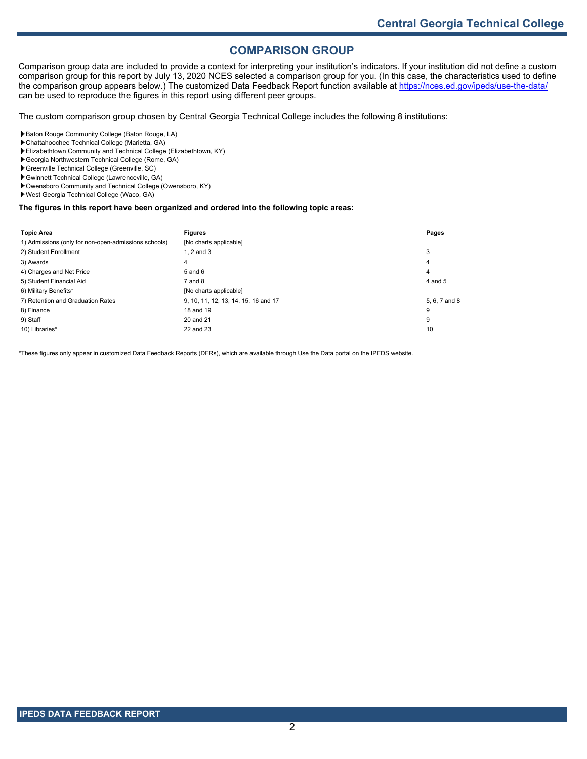# COMPARISON GROUP

Comparison group data are included to provide a context for interpreting your institution's indicators. If your institution did not define a custom comparison group for this report by July 13, 2020 NCES selected a comparison group for you. (In this case, the characteristics used to define the comparison group appears below.) The customized Data Feedback Report function available at https://nces.ed.gov/ipeds/use-the-data/ can be used to reproduce the figures in this report using different peer groups.

The custom comparison group chosen by Central Georgia Technical College includes the following 8 institutions:

- Baton Rouge Community College (Baton Rouge, LA)
- Chattahoochee Technical College (Marietta, GA)
- Elizabethtown Community and Technical College (Elizabethtown, KY)
- Georgia Northwestern Technical College (Rome, GA)
- Greenville Technical College (Greenville, SC)
- Gwinnett Technical College (Lawrenceville, GA)
- Owensboro Community and Technical College (Owensboro, KY)
- West Georgia Technical College (Waco, GA)

**The figures in this report have been organized and ordered into the following topic areas:**

| Topic Area | Figures | Pages |
|---|---|---|
| 1) Admissions (only for non-open-admissions schools) | [No charts applicable] | |
| 2) Student Enrollment | 1, 2 and 3 | 3 |
| 3) Awards | 4 | 4 |
| 4) Charges and Net Price | 5 and 6 | 4 |
| 5) Student Financial Aid | 7 and 8 | 4 and 5 |
| 6) Military Benefits* | [No charts applicable] | |
| 7) Retention and Graduation Rates | 9, 10, 11, 12, 13, 14, 15, 16 and 17 | 5, 6, 7 and 8 |
| 8) Finance | 18 and 19 | 9 |
| 9) Staff | 20 and 21 | 9 |
| 10) Libraries* | 22 and 23 | 10 |

*These figures only appear in customized Data Feedback Reports (DFRs), which are available through Use the Data portal on the IPEDS website.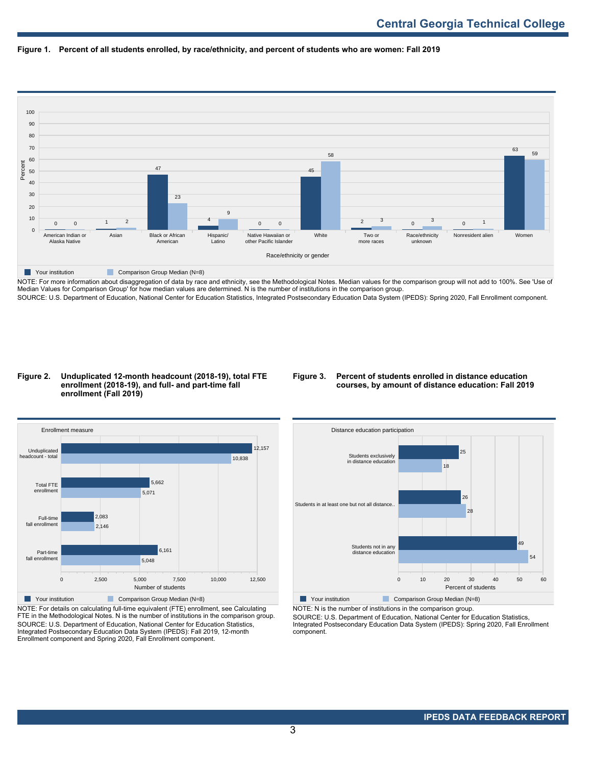# Central Georgia Technical College

**Figure 1. Percent of all students enrolled, by race/ethnicity, and percent of students who are women: Fall 2019**

| Race/ethnicity or gender | Your institution | Comparison Group Median (N=8) |
|---|---|---|
| American Indian or Alaska Native | 0 | 0 |
| Asian | 1 | 2 |
| Black or African American | 47 | 23 |
| Hispanic/ Latino | 4 | 9 |
| Native Hawaiian or other Pacific Islander | 0 | 0 |
| White | 45 | 58 |
| Two or more races | 2 | 3 |
| Race/ethnicity unknown | 0 | 3 |
| Nonresident alien | 0 | 1 |
| Women | 63 | 59 |

NOTE: For more information about disaggregation of data by race and ethnicity, see the Methodological Notes. Median values for the comparison group will not add to 100%. See 'Use of Median Values for Comparison Group' for how median values are determined. N is the number of institutions in the comparison group.
SOURCE: U.S. Department of Education, National Center for Education Statistics, Integrated Postsecondary Education Data System (IPEDS): Spring 2020, Fall Enrollment component.

**Figure 2. Unduplicated 12-month headcount (2018-19), total FTE enrollment (2018-19), and full- and part-time fall enrollment (Fall 2019)**

| Enrollment measure | Your institution | Comparison Group Median (N=8) |
|---|---|---|
| Unduplicated headcount - total | 12,157 | 10,838 |
| Total FTE enrollment | 5,662 | 5,071 |
| Full-time fall enrollment | 2,083 | 2,146 |
| Part-time fall enrollment | 6,161 | 5,048 |

NOTE: For details on calculating full-time equivalent (FTE) enrollment, see Calculating FTE in the Methodological Notes. N is the number of institutions in the comparison group.
SOURCE: U.S. Department of Education, National Center for Education Statistics, Integrated Postsecondary Education Data System (IPEDS): Fall 2019, 12-month Enrollment component and Spring 2020, Fall Enrollment component.

**Figure 3. Percent of students enrolled in distance education courses, by amount of distance education: Fall 2019**

| Distance education participation | Your institution | Comparison Group Median (N=8) |
|---|---|---|
| Students exclusively in distance education | 25 | 18 |
| Students in at least one but not all distance.. | 26 | 28 |
| Students not in any distance education | 49 | 54 |

NOTE: N is the number of institutions in the comparison group.
SOURCE: U.S. Department of Education, National Center for Education Statistics, Integrated Postsecondary Education Data System (IPEDS): Spring 2020, Fall Enrollment component.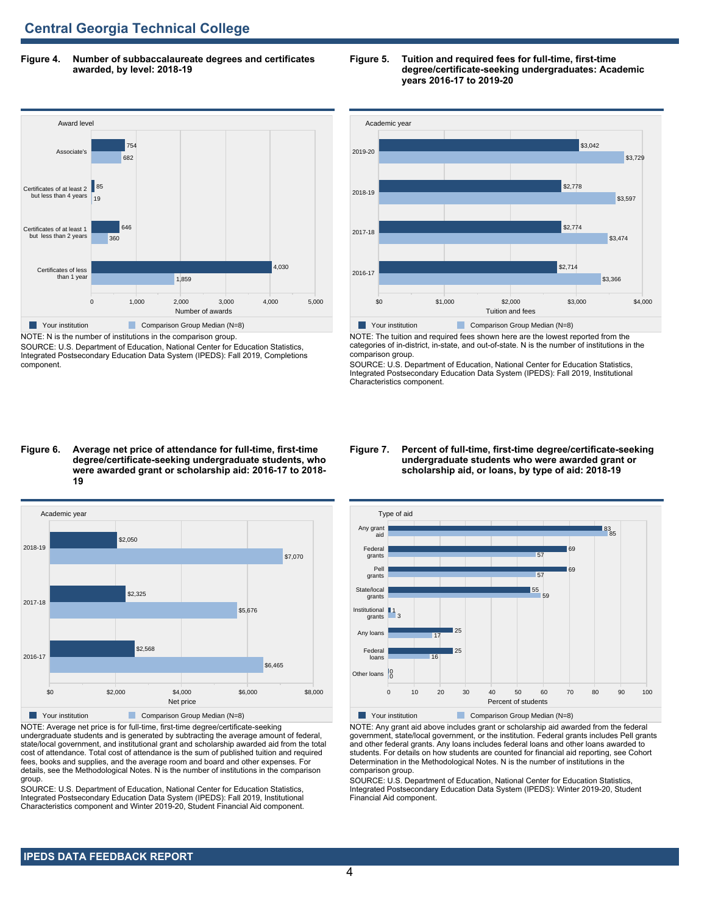## Central Georgia Technical College

**Figure 4. Number of subbaccalaureate degrees and certificates awarded, by level: 2018-19**

| Award level | Your institution | Comparison Group Median (N=8) |
|---|---|---|
| Associate's | 754 | 682 |
| Certificates of at least 2 but less than 4 years | 85 | 19 |
| Certificates of at least 1 but less than 2 years | 646 | 360 |
| Certificates of less than 1 year | 4,030 | 1,859 |

NOTE: N is the number of institutions in the comparison group.
SOURCE: U.S. Department of Education, National Center for Education Statistics, Integrated Postsecondary Education Data System (IPEDS): Fall 2019, Completions component.

**Figure 5. Tuition and required fees for full-time, first-time degree/certificate-seeking undergraduates: Academic years 2016-17 to 2019-20**

| Academic year | Your institution | Comparison Group Median (N=8) |
|---|---|---|
| 2019-20 | $3,042 | $3,729 |
| 2018-19 | $2,778 | $3,597 |
| 2017-18 | $2,774 | $3,474 |
| 2016-17 | $2,714 | $3,366 |

NOTE: The tuition and required fees shown here are the lowest reported from the categories of in-district, in-state, and out-of-state. N is the number of institutions in the comparison group.
SOURCE: U.S. Department of Education, National Center for Education Statistics, Integrated Postsecondary Education Data System (IPEDS): Fall 2019, Institutional Characteristics component.

**Figure 6. Average net price of attendance for full-time, first-time degree/certificate-seeking undergraduate students, who were awarded grant or scholarship aid: 2016-17 to 2018-19**

| Academic year | Your institution | Comparison Group Median (N=8) |
|---|---|---|
| 2018-19 | $2,050 | $7,070 |
| 2017-18 | $2,325 | $5,676 |
| 2016-17 | $2,568 | $6,465 |

NOTE: Average net price is for full-time, first-time degree/certificate-seeking undergraduate students and is generated by subtracting the average amount of federal, state/local government, and institutional grant and scholarship awarded aid from the total cost of attendance. Total cost of attendance is the sum of published tuition and required fees, books and supplies, and the average room and board and other expenses. For details, see the Methodological Notes. N is the number of institutions in the comparison group.
SOURCE: U.S. Department of Education, National Center for Education Statistics, Integrated Postsecondary Education Data System (IPEDS): Fall 2019, Institutional Characteristics component and Winter 2019-20, Student Financial Aid component.

**Figure 7. Percent of full-time, first-time degree/certificate-seeking undergraduate students who were awarded grant or scholarship aid, or loans, by type of aid: 2018-19**

| Type of aid | Your institution | Comparison Group Median (N=8) |
|---|---|---|
| Any grant aid | 83 | 85 |
| Federal grants | 69 | 57 |
| Pell grants | 69 | 57 |
| State/local grants | 55 | 59 |
| Institutional grants | 1 | 3 |
| Any loans | 25 | 17 |
| Federal loans | 25 | 16 |
| Other loans | 0 | 0 |

NOTE: Any grant aid above includes grant or scholarship aid awarded from the federal government, state/local government, or the institution. Federal grants includes Pell grants and other federal grants. Any loans includes federal loans and other loans awarded to students. For details on how students are counted for financial aid reporting, see Cohort Determination in the Methodological Notes. N is the number of institutions in the comparison group.
SOURCE: U.S. Department of Education, National Center for Education Statistics, Integrated Postsecondary Education Data System (IPEDS): Winter 2019-20, Student Financial Aid component.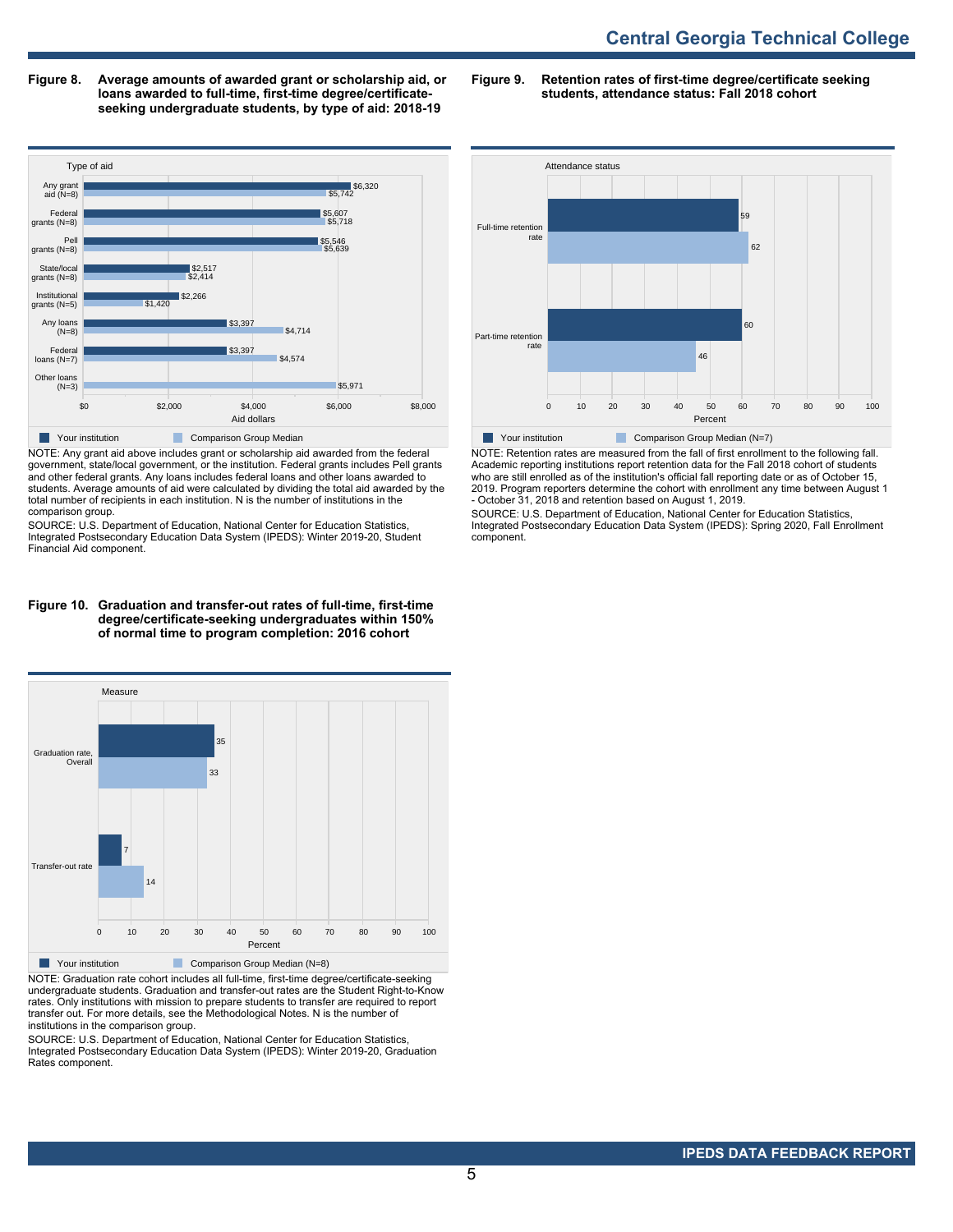## Figure 8. Average amounts of awarded grant or scholarship aid, or loans awarded to full-time, first-time degree/certificate-seeking undergraduate students, by type of aid: 2018-19

| Type of aid | Your institution | Comparison Group Median |
|---|---|---|
| Any grant aid (N=8) | $6,320 | $5,742 |
| Federal grants (N=8) | $5,607 | $5,718 |
| Pell grants (N=8) | $5,546 | $5,639 |
| State/local grants (N=8) | $2,517 | $2,414 |
| Institutional grants (N=5) | $2,266 | $1,420 |
| Any loans (N=8) | $3,397 | $4,714 |
| Federal loans (N=7) | $3,397 | $4,574 |
| Other loans (N=3) | | $5,971 |

NOTE: Any grant aid above includes grant or scholarship aid awarded from the federal government, state/local government, or the institution. Federal grants includes Pell grants and other federal grants. Any loans includes federal loans and other loans awarded to students. Average amounts of aid were calculated by dividing the total aid awarded by the total number of recipients in each institution. N is the number of institutions in the comparison group.

SOURCE: U.S. Department of Education, National Center for Education Statistics, Integrated Postsecondary Education Data System (IPEDS): Winter 2019-20, Student Financial Aid component.

## Figure 9. Retention rates of first-time degree/certificate seeking students, attendance status: Fall 2018 cohort

| Attendance status | Your institution | Comparison Group Median (N=7) |
|---|---|---|
| Full-time retention rate | 59 | 62 |
| Part-time retention rate | 60 | 46 |

NOTE: Retention rates are measured from the fall of first enrollment to the following fall. Academic reporting institutions report retention data for the Fall 2018 cohort of students who are still enrolled as of the institution's official fall reporting date or as of October 15, 2019. Program reporters determine the cohort with enrollment any time between August 1 - October 31, 2018 and retention based on August 1, 2019.

SOURCE: U.S. Department of Education, National Center for Education Statistics, Integrated Postsecondary Education Data System (IPEDS): Spring 2020, Fall Enrollment component.

## Figure 10. Graduation and transfer-out rates of full-time, first-time degree/certificate-seeking undergraduates within 150% of normal time to program completion: 2016 cohort

| Measure | Your institution | Comparison Group Median (N=8) |
|---|---|---|
| Graduation rate, Overall | 35 | 33 |
| Transfer-out rate | 7 | 14 |

NOTE: Graduation rate cohort includes all full-time, first-time degree/certificate-seeking undergraduate students. Graduation and transfer-out rates are the Student Right-to-Know rates. Only institutions with mission to prepare students to transfer are required to report transfer out. For more details, see the Methodological Notes. N is the number of institutions in the comparison group.

SOURCE: U.S. Department of Education, National Center for Education Statistics, Integrated Postsecondary Education Data System (IPEDS): Winter 2019-20, Graduation Rates component.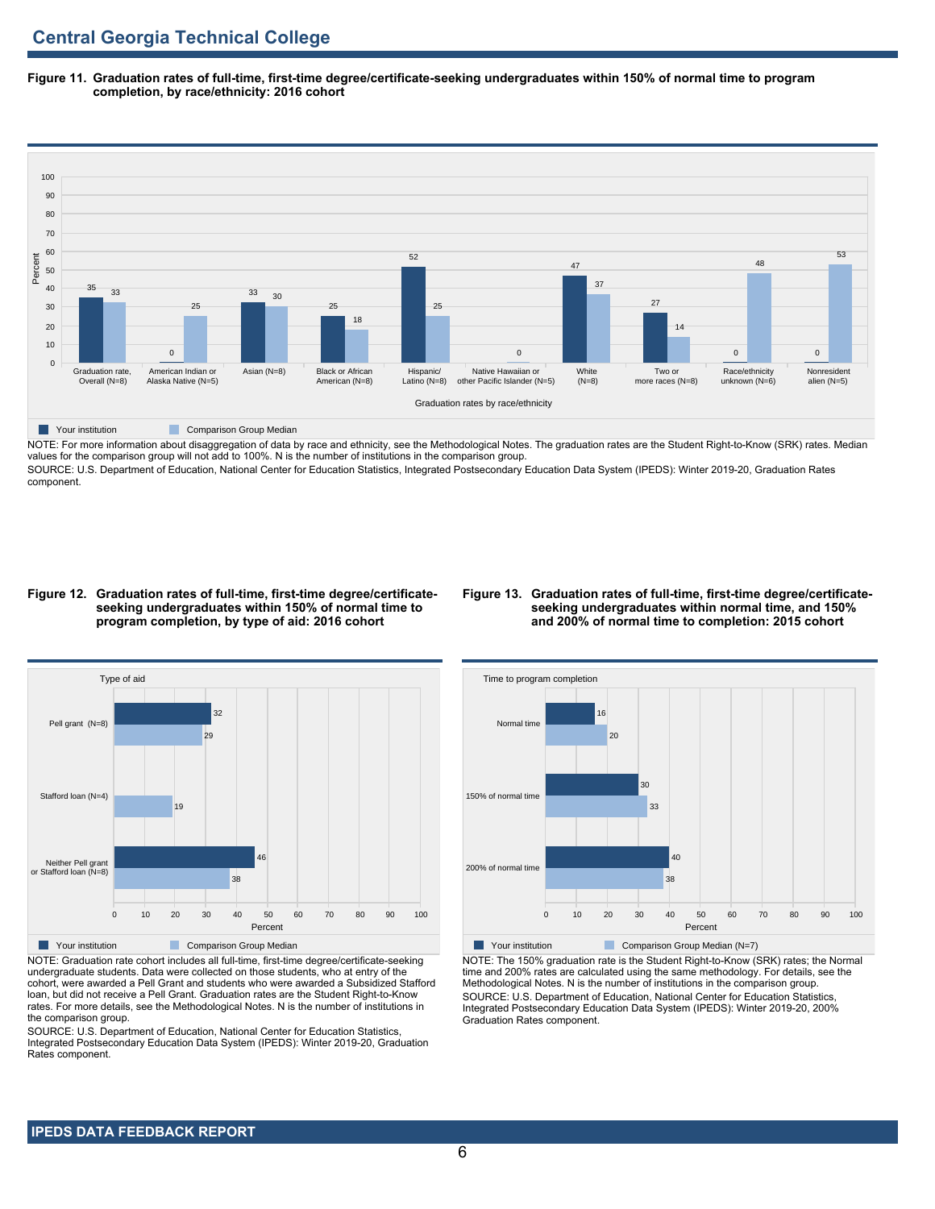# Central Georgia Technical College

**Figure 11. Graduation rates of full-time, first-time degree/certificate-seeking undergraduates within 150% of normal time to program completion, by race/ethnicity: 2016 cohort**

| Graduation rates by race/ethnicity | Your institution | Comparison Group Median |
|---|---|---|
| Graduation rate, Overall (N=8) | 35 | 33 |
| American Indian or Alaska Native (N=5) | 0 | 25 |
| Asian (N=8) | 33 | 30 |
| Black or African American (N=8) | 25 | 18 |
| Hispanic/ Latino (N=8) | 52 | 25 |
| Native Hawaiian or other Pacific Islander (N=5) | | 0 |
| White (N=8) | 47 | 37 |
| Two or more races (N=8) | 27 | 14 |
| Race/ethnicity unknown (N=6) | 0 | 48 |
| Nonresident alien (N=5) | 0 | 53 |

NOTE: For more information about disaggregation of data by race and ethnicity, see the Methodological Notes. The graduation rates are the Student Right-to-Know (SRK) rates. Median values for the comparison group will not add to 100%. N is the number of institutions in the comparison group.

SOURCE: U.S. Department of Education, National Center for Education Statistics, Integrated Postsecondary Education Data System (IPEDS): Winter 2019-20, Graduation Rates component.

**Figure 12. Graduation rates of full-time, first-time degree/certificate-seeking undergraduates within 150% of normal time to program completion, by type of aid: 2016 cohort**

| Type of aid | Your institution | Comparison Group Median |
|---|---|---|
| Pell grant (N=8) | 32 | 29 |
| Stafford loan (N=4) | | 19 |
| Neither Pell grant or Stafford loan (N=8) | 46 | 38 |

NOTE: Graduation rate cohort includes all full-time, first-time degree/certificate-seeking undergraduate students. Data were collected on those students, who at entry of the cohort, were awarded a Pell Grant and students who were awarded a Subsidized Stafford loan, but did not receive a Pell Grant. Graduation rates are the Student Right-to-Know rates. For more details, see the Methodological Notes. N is the number of institutions in the comparison group.

SOURCE: U.S. Department of Education, National Center for Education Statistics, Integrated Postsecondary Education Data System (IPEDS): Winter 2019-20, Graduation Rates component.

**Figure 13. Graduation rates of full-time, first-time degree/certificate-seeking undergraduates within normal time, and 150% and 200% of normal time to completion: 2015 cohort**

| Time to program completion | Your institution | Comparison Group Median (N=7) |
|---|---|---|
| Normal time | 16 | 20 |
| 150% of normal time | 30 | 33 |
| 200% of normal time | 40 | 38 |

NOTE: The 150% graduation rate is the Student Right-to-Know (SRK) rates; the Normal time and 200% rates are calculated using the same methodology. For details, see the Methodological Notes. N is the number of institutions in the comparison group.

SOURCE: U.S. Department of Education, National Center for Education Statistics, Integrated Postsecondary Education Data System (IPEDS): Winter 2019-20, 200% Graduation Rates component.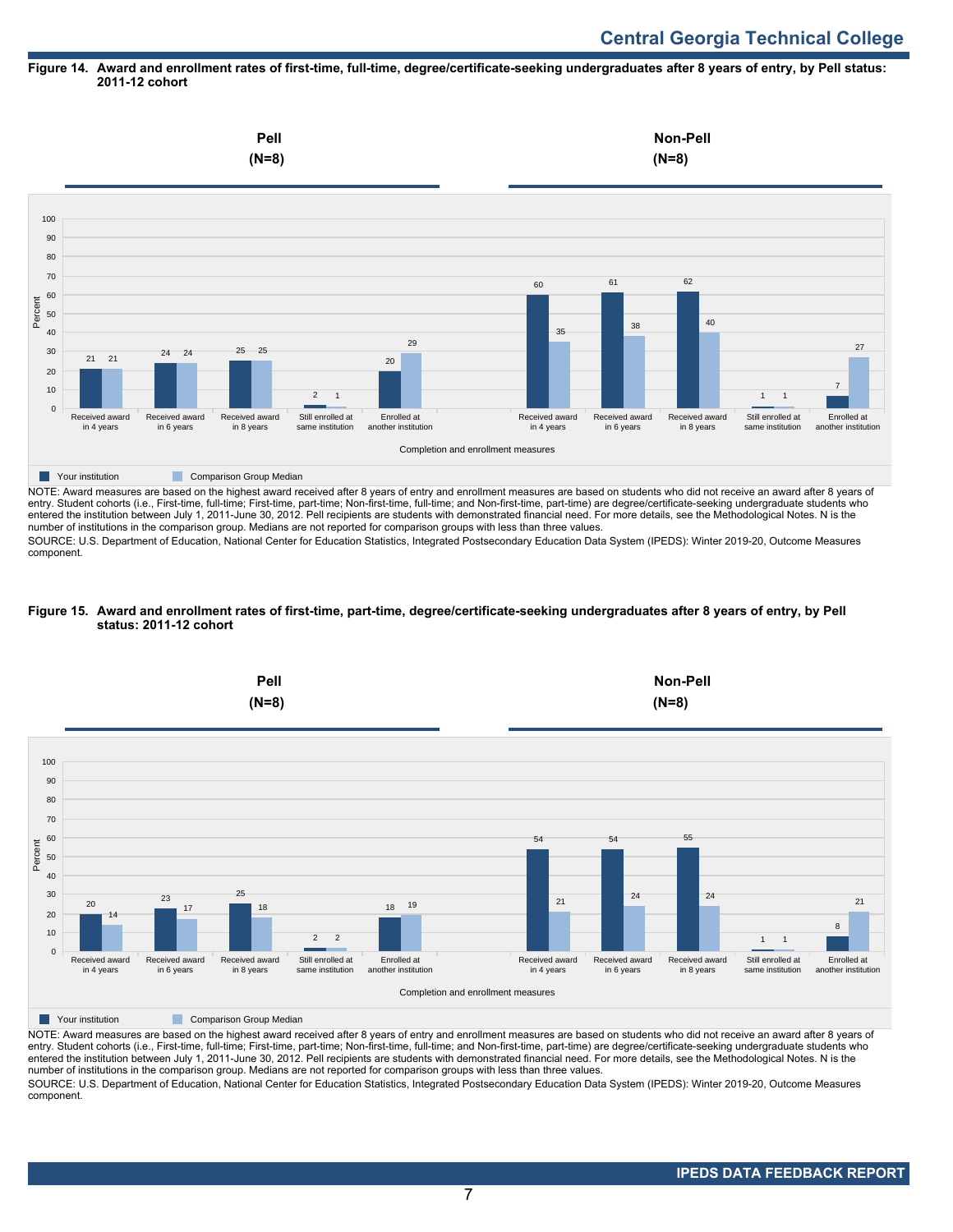# Central Georgia Technical College

**Figure 14. Award and enrollment rates of first-time, full-time, degree/certificate-seeking undergraduates after 8 years of entry, by Pell status: 2011-12 cohort**

**Pell (N=8)**

| Completion and enrollment measures | Your institution | Comparison Group Median |
|---|---|---|
| Received award in 4 years | 21 | 21 |
| Received award in 6 years | 24 | 24 |
| Received award in 8 years | 25 | 25 |
| Still enrolled at same institution | 2 | 1 |
| Enrolled at another institution | 20 | 29 |

**Non-Pell (N=8)**

| Completion and enrollment measures | Your institution | Comparison Group Median |
|---|---|---|
| Received award in 4 years | 60 | 35 |
| Received award in 6 years | 61 | 38 |
| Received award in 8 years | 62 | 40 |
| Still enrolled at same institution | 1 | 1 |
| Enrolled at another institution | 7 | 27 |

NOTE: Award measures are based on the highest award received after 8 years of entry and enrollment measures are based on students who did not receive an award after 8 years of entry. Student cohorts (i.e., First-time, full-time; First-time, part-time; Non-first-time, full-time; and Non-first-time, part-time) are degree/certificate-seeking undergraduate students who entered the institution between July 1, 2011-June 30, 2012. Pell recipients are students with demonstrated financial need. For more details, see the Methodological Notes. N is the number of institutions in the comparison group. Medians are not reported for comparison groups with less than three values.

SOURCE: U.S. Department of Education, National Center for Education Statistics, Integrated Postsecondary Education Data System (IPEDS): Winter 2019-20, Outcome Measures component.

**Figure 15. Award and enrollment rates of first-time, part-time, degree/certificate-seeking undergraduates after 8 years of entry, by Pell status: 2011-12 cohort**

**Pell (N=8)**

| Completion and enrollment measures | Your institution | Comparison Group Median |
|---|---|---|
| Received award in 4 years | 20 | 14 |
| Received award in 6 years | 23 | 17 |
| Received award in 8 years | 25 | 18 |
| Still enrolled at same institution | 2 | 2 |
| Enrolled at another institution | 18 | 19 |

**Non-Pell (N=8)**

| Completion and enrollment measures | Your institution | Comparison Group Median |
|---|---|---|
| Received award in 4 years | 54 | 21 |
| Received award in 6 years | 54 | 24 |
| Received award in 8 years | 55 | 24 |
| Still enrolled at same institution | 1 | 1 |
| Enrolled at another institution | 8 | 21 |

NOTE: Award measures are based on the highest award received after 8 years of entry and enrollment measures are based on students who did not receive an award after 8 years of entry. Student cohorts (i.e., First-time, full-time; First-time, part-time; Non-first-time, full-time; and Non-first-time, part-time) are degree/certificate-seeking undergraduate students who entered the institution between July 1, 2011-June 30, 2012. Pell recipients are students with demonstrated financial need. For more details, see the Methodological Notes. N is the number of institutions in the comparison group. Medians are not reported for comparison groups with less than three values.

SOURCE: U.S. Department of Education, National Center for Education Statistics, Integrated Postsecondary Education Data System (IPEDS): Winter 2019-20, Outcome Measures component.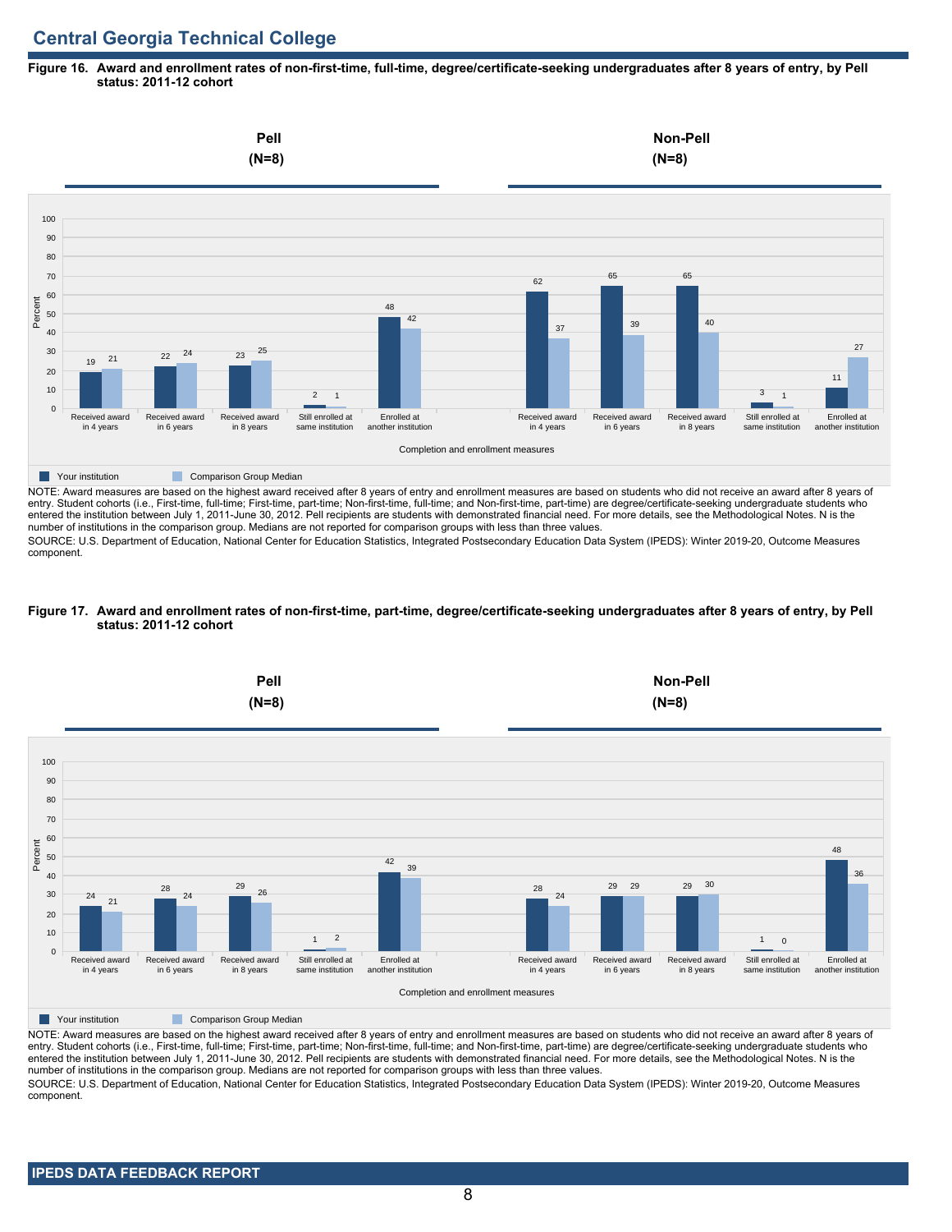## Central Georgia Technical College

**Figure 16. Award and enrollment rates of non-first-time, full-time, degree/certificate-seeking undergraduates after 8 years of entry, by Pell status: 2011-12 cohort**

| Completion and enrollment measures | Pell (N=8) Your institution | Pell (N=8) Comparison Group Median | Non-Pell (N=8) Your institution | Non-Pell (N=8) Comparison Group Median |
|---|---|---|---|---|
| Received award in 4 years | 19 | 21 | 62 | 37 |
| Received award in 6 years | 22 | 24 | 65 | 39 |
| Received award in 8 years | 23 | 25 | 65 | 40 |
| Still enrolled at same institution | 2 | 1 | 3 | 1 |
| Enrolled at another institution | 48 | 42 | 11 | 27 |

NOTE: Award measures are based on the highest award received after 8 years of entry and enrollment measures are based on students who did not receive an award after 8 years of entry. Student cohorts (i.e., First-time, full-time; First-time, part-time; Non-first-time, full-time; and Non-first-time, part-time) are degree/certificate-seeking undergraduate students who entered the institution between July 1, 2011-June 30, 2012. Pell recipients are students with demonstrated financial need. For more details, see the Methodological Notes. N is the number of institutions in the comparison group. Medians are not reported for comparison groups with less than three values.

SOURCE: U.S. Department of Education, National Center for Education Statistics, Integrated Postsecondary Education Data System (IPEDS): Winter 2019-20, Outcome Measures component.

**Figure 17. Award and enrollment rates of non-first-time, part-time, degree/certificate-seeking undergraduates after 8 years of entry, by Pell status: 2011-12 cohort**

| Completion and enrollment measures | Pell (N=8) Your institution | Pell (N=8) Comparison Group Median | Non-Pell (N=8) Your institution | Non-Pell (N=8) Comparison Group Median |
|---|---|---|---|---|
| Received award in 4 years | 24 | 21 | 28 | 24 |
| Received award in 6 years | 28 | 24 | 29 | 29 |
| Received award in 8 years | 29 | 26 | 29 | 30 |
| Still enrolled at same institution | 1 | 2 | 1 | 0 |
| Enrolled at another institution | 42 | 39 | 48 | 36 |

NOTE: Award measures are based on the highest award received after 8 years of entry and enrollment measures are based on students who did not receive an award after 8 years of entry. Student cohorts (i.e., First-time, full-time; First-time, part-time; Non-first-time, full-time; and Non-first-time, part-time) are degree/certificate-seeking undergraduate students who entered the institution between July 1, 2011-June 30, 2012. Pell recipients are students with demonstrated financial need. For more details, see the Methodological Notes. N is the number of institutions in the comparison group. Medians are not reported for comparison groups with less than three values.

SOURCE: U.S. Department of Education, National Center for Education Statistics, Integrated Postsecondary Education Data System (IPEDS): Winter 2019-20, Outcome Measures component.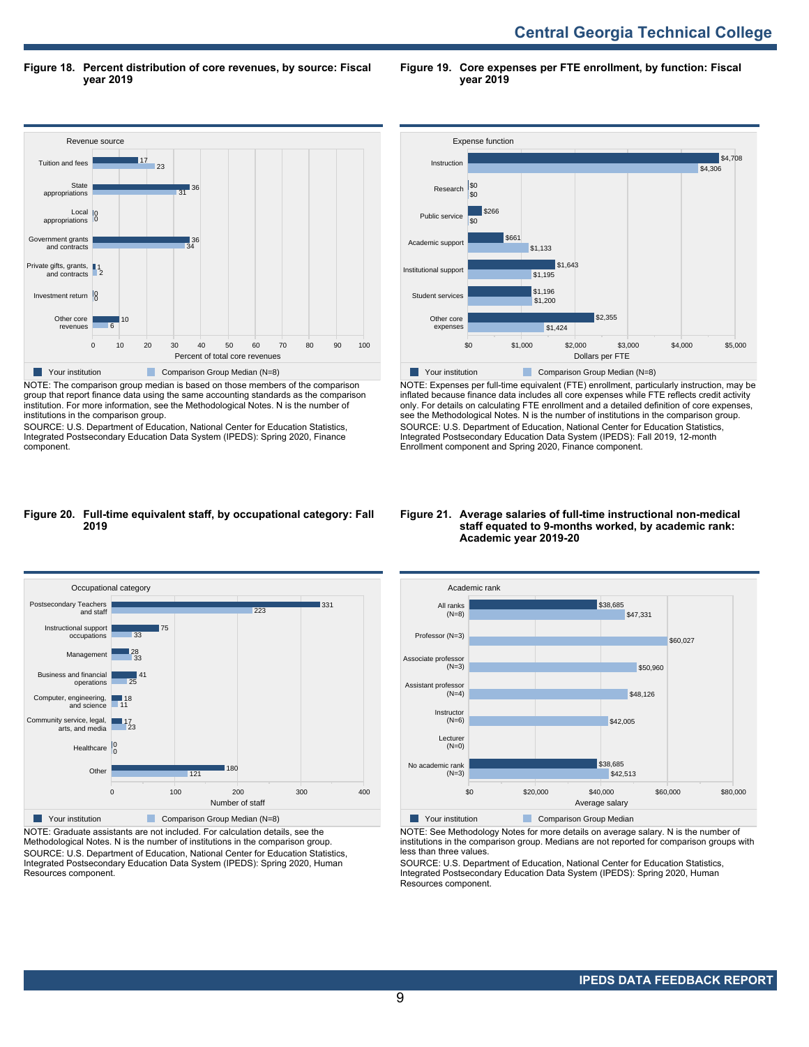# Central Georgia Technical College

**Figure 18. Percent distribution of core revenues, by source: Fiscal year 2019**

| Revenue source | Your institution | Comparison Group Median (N=8) |
| --- | --- | --- |
| Tuition and fees | 17 | 23 |
| State appropriations | 36 | 31 |
| Local appropriations | 0 | 0 |
| Government grants and contracts | 36 | 34 |
| Private gifts, grants, and contracts | 1 | 2 |
| Investment return | 0 | 0 |
| Other core revenues | 10 | 6 |

Percent of total core revenues

NOTE: The comparison group median is based on those members of the comparison group that report finance data using the same accounting standards as the comparison institution. For more information, see the Methodological Notes. N is the number of institutions in the comparison group.
SOURCE: U.S. Department of Education, National Center for Education Statistics, Integrated Postsecondary Education Data System (IPEDS): Spring 2020, Finance component.

**Figure 19. Core expenses per FTE enrollment, by function: Fiscal year 2019**

| Expense function | Your institution | Comparison Group Median (N=8) |
| --- | --- | --- |
| Instruction | $4,708 | $4,306 |
| Research | $0 | $0 |
| Public service | $266 | $0 |
| Academic support | $661 | $1,133 |
| Institutional support | $1,643 | $1,195 |
| Student services | $1,196 | $1,200 |
| Other core expenses | $2,355 | $1,424 |

Dollars per FTE

NOTE: Expenses per full-time equivalent (FTE) enrollment, particularly instruction, may be inflated because finance data includes all core expenses while FTE reflects credit activity only. For details on calculating FTE enrollment and a detailed definition of core expenses, see the Methodological Notes. N is the number of institutions in the comparison group.
SOURCE: U.S. Department of Education, National Center for Education Statistics, Integrated Postsecondary Education Data System (IPEDS): Fall 2019, 12-month Enrollment component and Spring 2020, Finance component.

**Figure 20. Full-time equivalent staff, by occupational category: Fall 2019**

| Occupational category | Your institution | Comparison Group Median (N=8) |
| --- | --- | --- |
| Postsecondary Teachers and staff | 331 | 223 |
| Instructional support occupations | 75 | 33 |
| Management | 28 | 33 |
| Business and financial operations | 41 | 25 |
| Computer, engineering, and science | 18 | 11 |
| Community service, legal, arts, and media | 17 | 23 |
| Healthcare | 0 | 0 |
| Other | 180 | 121 |

Number of staff

NOTE: Graduate assistants are not included. For calculation details, see the Methodological Notes. N is the number of institutions in the comparison group.
SOURCE: U.S. Department of Education, National Center for Education Statistics, Integrated Postsecondary Education Data System (IPEDS): Spring 2020, Human Resources component.

**Figure 21. Average salaries of full-time instructional non-medical staff equated to 9-months worked, by academic rank: Academic year 2019-20**

| Academic rank | Your institution | Comparison Group Median |
| --- | --- | --- |
| All ranks (N=8) | $38,685 | $47,331 |
| Professor (N=3) | | $60,027 |
| Associate professor (N=3) | | $50,960 |
| Assistant professor (N=4) | | $48,126 |
| Instructor (N=6) | | $42,005 |
| Lecturer (N=0) | | |
| No academic rank (N=3) | $38,685 | $42,513 |

Average salary

NOTE: See Methodology Notes for more details on average salary. N is the number of institutions in the comparison group. Medians are not reported for comparison groups with less than three values.
SOURCE: U.S. Department of Education, National Center for Education Statistics, Integrated Postsecondary Education Data System (IPEDS): Spring 2020, Human Resources component.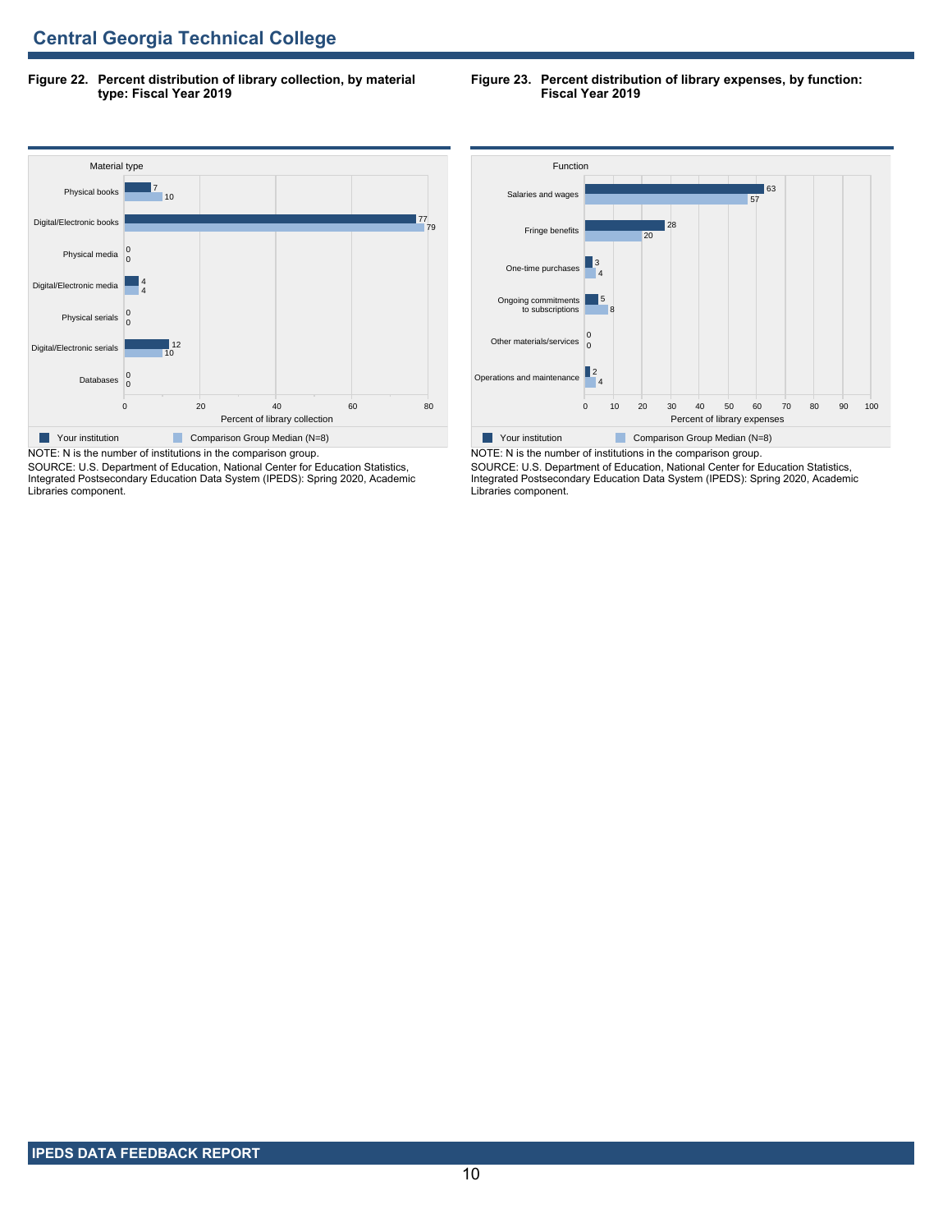## Central Georgia Technical College

**Figure 22. Percent distribution of library collection, by material type: Fiscal Year 2019**

| Material type | Your institution | Comparison Group Median (N=8) |
|---|---|---|
| Physical books | 7 | 10 |
| Digital/Electronic books | 77 | 79 |
| Physical media | 0 | 0 |
| Digital/Electronic media | 4 | 4 |
| Physical serials | 0 | 0 |
| Digital/Electronic serials | 12 | 10 |
| Databases | 0 | 0 |

Percent of library collection

NOTE: N is the number of institutions in the comparison group.
SOURCE: U.S. Department of Education, National Center for Education Statistics, Integrated Postsecondary Education Data System (IPEDS): Spring 2020, Academic Libraries component.

**Figure 23. Percent distribution of library expenses, by function: Fiscal Year 2019**

| Function | Your institution | Comparison Group Median (N=8) |
|---|---|---|
| Salaries and wages | 63 | 57 |
| Fringe benefits | 28 | 20 |
| One-time purchases | 3 | 4 |
| Ongoing commitments to subscriptions | 5 | 8 |
| Other materials/services | 0 | 0 |
| Operations and maintenance | 2 | 4 |

Percent of library expenses

NOTE: N is the number of institutions in the comparison group.
SOURCE: U.S. Department of Education, National Center for Education Statistics, Integrated Postsecondary Education Data System (IPEDS): Spring 2020, Academic Libraries component.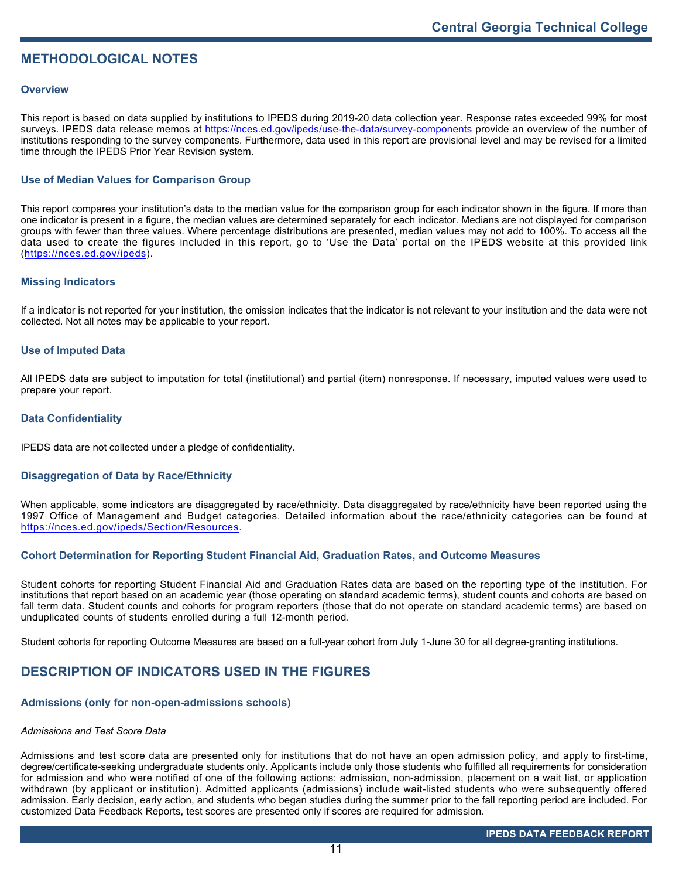## METHODOLOGICAL NOTES

### Overview

This report is based on data supplied by institutions to IPEDS during 2019-20 data collection year. Response rates exceeded 99% for most surveys. IPEDS data release memos at https://nces.ed.gov/ipeds/use-the-data/survey-components provide an overview of the number of institutions responding to the survey components. Furthermore, data used in this report are provisional level and may be revised for a limited time through the IPEDS Prior Year Revision system.

### Use of Median Values for Comparison Group

This report compares your institution's data to the median value for the comparison group for each indicator shown in the figure. If more than one indicator is present in a figure, the median values are determined separately for each indicator. Medians are not displayed for comparison groups with fewer than three values. Where percentage distributions are presented, median values may not add to 100%. To access all the data used to create the figures included in this report, go to 'Use the Data' portal on the IPEDS website at this provided link (https://nces.ed.gov/ipeds).

### Missing Indicators

If a indicator is not reported for your institution, the omission indicates that the indicator is not relevant to your institution and the data were not collected. Not all notes may be applicable to your report.

### Use of Imputed Data

All IPEDS data are subject to imputation for total (institutional) and partial (item) nonresponse. If necessary, imputed values were used to prepare your report.

### Data Confidentiality

IPEDS data are not collected under a pledge of confidentiality.

### Disaggregation of Data by Race/Ethnicity

When applicable, some indicators are disaggregated by race/ethnicity. Data disaggregated by race/ethnicity have been reported using the 1997 Office of Management and Budget categories. Detailed information about the race/ethnicity categories can be found at https://nces.ed.gov/ipeds/Section/Resources.

### Cohort Determination for Reporting Student Financial Aid, Graduation Rates, and Outcome Measures

Student cohorts for reporting Student Financial Aid and Graduation Rates data are based on the reporting type of the institution. For institutions that report based on an academic year (those operating on standard academic terms), student counts and cohorts are based on fall term data. Student counts and cohorts for program reporters (those that do not operate on standard academic terms) are based on unduplicated counts of students enrolled during a full 12-month period.

Student cohorts for reporting Outcome Measures are based on a full-year cohort from July 1-June 30 for all degree-granting institutions.

## DESCRIPTION OF INDICATORS USED IN THE FIGURES

### Admissions (only for non-open-admissions schools)

*Admissions and Test Score Data*

Admissions and test score data are presented only for institutions that do not have an open admission policy, and apply to first-time, degree/certificate-seeking undergraduate students only. Applicants include only those students who fulfilled all requirements for consideration for admission and who were notified of one of the following actions: admission, non-admission, placement on a wait list, or application withdrawn (by applicant or institution). Admitted applicants (admissions) include wait-listed students who were subsequently offered admission. Early decision, early action, and students who began studies during the summer prior to the fall reporting period are included. For customized Data Feedback Reports, test scores are presented only if scores are required for admission.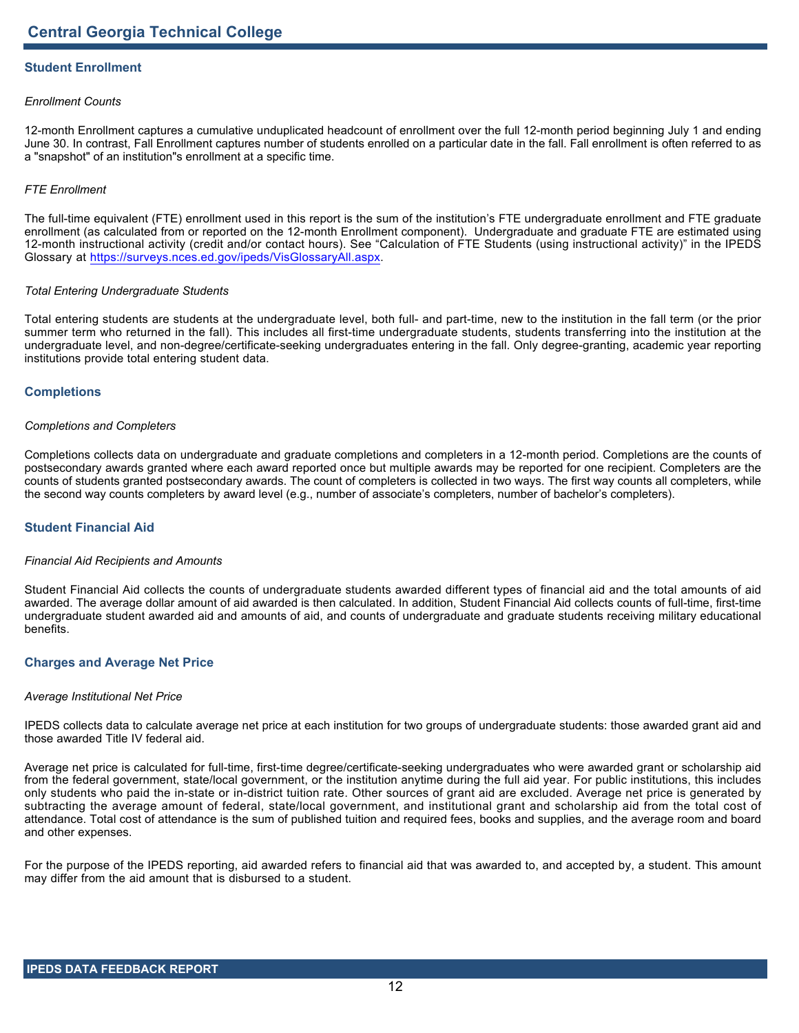# Central Georgia Technical College

## Student Enrollment

*Enrollment Counts*

12-month Enrollment captures a cumulative unduplicated headcount of enrollment over the full 12-month period beginning July 1 and ending June 30. In contrast, Fall Enrollment captures number of students enrolled on a particular date in the fall. Fall enrollment is often referred to as a "snapshot" of an institution"s enrollment at a specific time.

*FTE Enrollment*

The full-time equivalent (FTE) enrollment used in this report is the sum of the institution's FTE undergraduate enrollment and FTE graduate enrollment (as calculated from or reported on the 12-month Enrollment component). Undergraduate and graduate FTE are estimated using 12-month instructional activity (credit and/or contact hours). See "Calculation of FTE Students (using instructional activity)" in the IPEDS Glossary at https://surveys.nces.ed.gov/ipeds/VisGlossaryAll.aspx.

*Total Entering Undergraduate Students*

Total entering students are students at the undergraduate level, both full- and part-time, new to the institution in the fall term (or the prior summer term who returned in the fall). This includes all first-time undergraduate students, students transferring into the institution at the undergraduate level, and non-degree/certificate-seeking undergraduates entering in the fall. Only degree-granting, academic year reporting institutions provide total entering student data.

## Completions

*Completions and Completers*

Completions collects data on undergraduate and graduate completions and completers in a 12-month period. Completions are the counts of postsecondary awards granted where each award reported once but multiple awards may be reported for one recipient. Completers are the counts of students granted postsecondary awards. The count of completers is collected in two ways. The first way counts all completers, while the second way counts completers by award level (e.g., number of associate's completers, number of bachelor's completers).

## Student Financial Aid

*Financial Aid Recipients and Amounts*

Student Financial Aid collects the counts of undergraduate students awarded different types of financial aid and the total amounts of aid awarded. The average dollar amount of aid awarded is then calculated. In addition, Student Financial Aid collects counts of full-time, first-time undergraduate student awarded aid and amounts of aid, and counts of undergraduate and graduate students receiving military educational benefits.

## Charges and Average Net Price

*Average Institutional Net Price*

IPEDS collects data to calculate average net price at each institution for two groups of undergraduate students: those awarded grant aid and those awarded Title IV federal aid.

Average net price is calculated for full-time, first-time degree/certificate-seeking undergraduates who were awarded grant or scholarship aid from the federal government, state/local government, or the institution anytime during the full aid year. For public institutions, this includes only students who paid the in-state or in-district tuition rate. Other sources of grant aid are excluded. Average net price is generated by subtracting the average amount of federal, state/local government, and institutional grant and scholarship aid from the total cost of attendance. Total cost of attendance is the sum of published tuition and required fees, books and supplies, and the average room and board and other expenses.

For the purpose of the IPEDS reporting, aid awarded refers to financial aid that was awarded to, and accepted by, a student. This amount may differ from the aid amount that is disbursed to a student.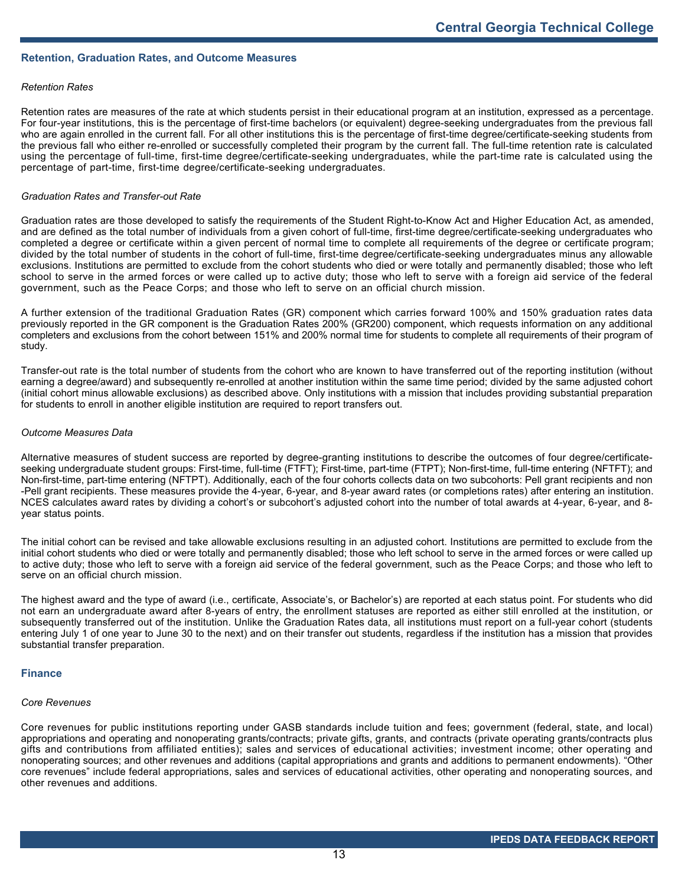## Retention, Graduation Rates, and Outcome Measures

### *Retention Rates*

Retention rates are measures of the rate at which students persist in their educational program at an institution, expressed as a percentage. For four-year institutions, this is the percentage of first-time bachelors (or equivalent) degree-seeking undergraduates from the previous fall who are again enrolled in the current fall. For all other institutions this is the percentage of first-time degree/certificate-seeking students from the previous fall who either re-enrolled or successfully completed their program by the current fall. The full-time retention rate is calculated using the percentage of full-time, first-time degree/certificate-seeking undergraduates, while the part-time rate is calculated using the percentage of part-time, first-time degree/certificate-seeking undergraduates.

### *Graduation Rates and Transfer-out Rate*

Graduation rates are those developed to satisfy the requirements of the Student Right-to-Know Act and Higher Education Act, as amended, and are defined as the total number of individuals from a given cohort of full-time, first-time degree/certificate-seeking undergraduates who completed a degree or certificate within a given percent of normal time to complete all requirements of the degree or certificate program; divided by the total number of students in the cohort of full-time, first-time degree/certificate-seeking undergraduates minus any allowable exclusions. Institutions are permitted to exclude from the cohort students who died or were totally and permanently disabled; those who left school to serve in the armed forces or were called up to active duty; those who left to serve with a foreign aid service of the federal government, such as the Peace Corps; and those who left to serve on an official church mission.

A further extension of the traditional Graduation Rates (GR) component which carries forward 100% and 150% graduation rates data previously reported in the GR component is the Graduation Rates 200% (GR200) component, which requests information on any additional completers and exclusions from the cohort between 151% and 200% normal time for students to complete all requirements of their program of study.

Transfer-out rate is the total number of students from the cohort who are known to have transferred out of the reporting institution (without earning a degree/award) and subsequently re-enrolled at another institution within the same time period; divided by the same adjusted cohort (initial cohort minus allowable exclusions) as described above. Only institutions with a mission that includes providing substantial preparation for students to enroll in another eligible institution are required to report transfers out.

### *Outcome Measures Data*

Alternative measures of student success are reported by degree-granting institutions to describe the outcomes of four degree/certificate-seeking undergraduate student groups: First-time, full-time (FTFT); First-time, part-time (FTPT); Non-first-time, full-time entering (NFTFT); and Non-first-time, part-time entering (NFTPT). Additionally, each of the four cohorts collects data on two subcohorts: Pell grant recipients and non -Pell grant recipients. These measures provide the 4-year, 6-year, and 8-year award rates (or completions rates) after entering an institution. NCES calculates award rates by dividing a cohort's or subcohort's adjusted cohort into the number of total awards at 4-year, 6-year, and 8-year status points.

The initial cohort can be revised and take allowable exclusions resulting in an adjusted cohort. Institutions are permitted to exclude from the initial cohort students who died or were totally and permanently disabled; those who left school to serve in the armed forces or were called up to active duty; those who left to serve with a foreign aid service of the federal government, such as the Peace Corps; and those who left to serve on an official church mission.

The highest award and the type of award (i.e., certificate, Associate's, or Bachelor's) are reported at each status point. For students who did not earn an undergraduate award after 8-years of entry, the enrollment statuses are reported as either still enrolled at the institution, or subsequently transferred out of the institution. Unlike the Graduation Rates data, all institutions must report on a full-year cohort (students entering July 1 of one year to June 30 to the next) and on their transfer out students, regardless if the institution has a mission that provides substantial transfer preparation.

## Finance

### *Core Revenues*

Core revenues for public institutions reporting under GASB standards include tuition and fees; government (federal, state, and local) appropriations and operating and nonoperating grants/contracts; private gifts, grants, and contracts (private operating grants/contracts plus gifts and contributions from affiliated entities); sales and services of educational activities; investment income; other operating and nonoperating sources; and other revenues and additions (capital appropriations and grants and additions to permanent endowments). "Other core revenues" include federal appropriations, sales and services of educational activities, other operating and nonoperating sources, and other revenues and additions.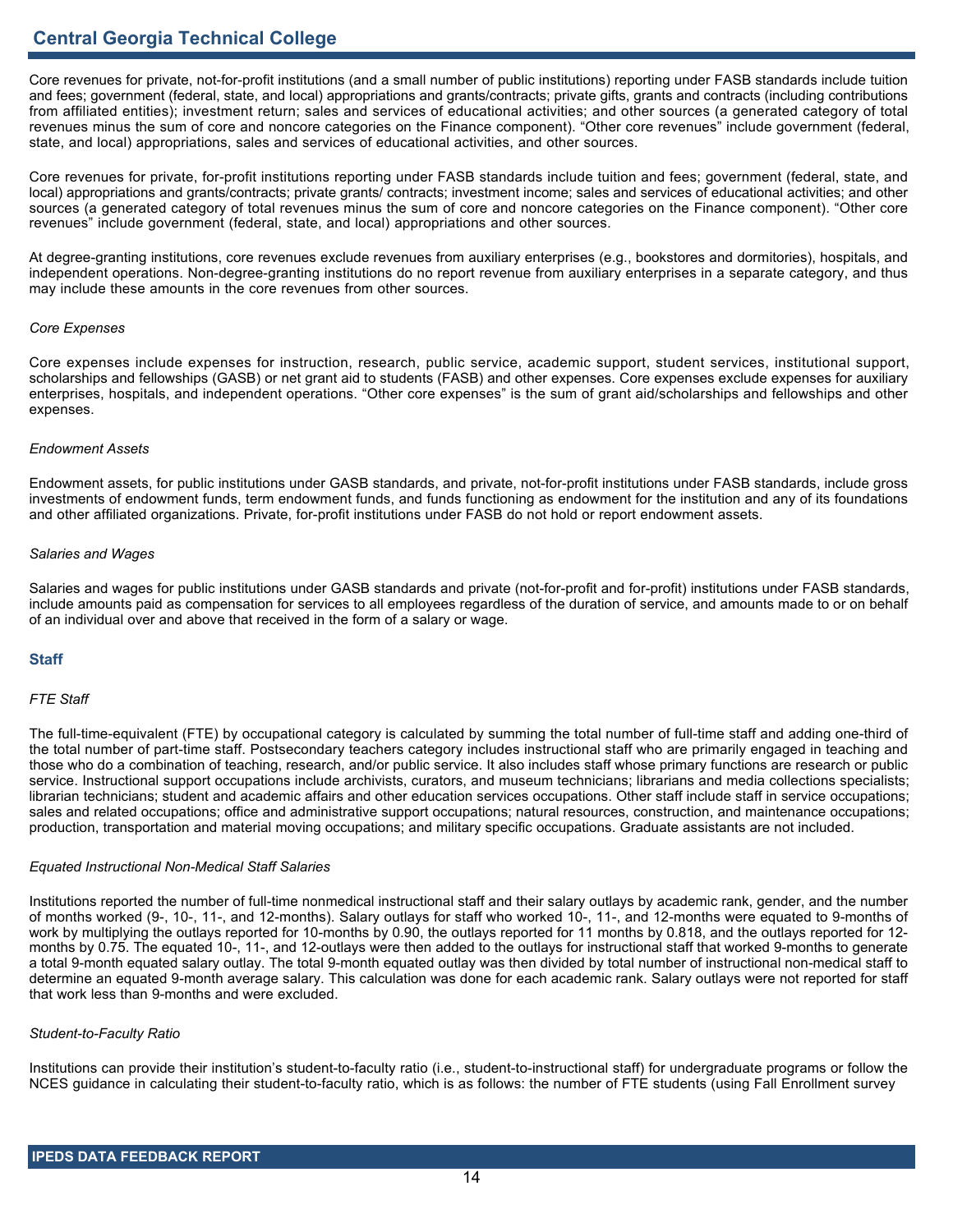Core revenues for private, not-for-profit institutions (and a small number of public institutions) reporting under FASB standards include tuition and fees; government (federal, state, and local) appropriations and grants/contracts; private gifts, grants and contracts (including contributions from affiliated entities); investment return; sales and services of educational activities; and other sources (a generated category of total revenues minus the sum of core and noncore categories on the Finance component). "Other core revenues" include government (federal, state, and local) appropriations, sales and services of educational activities, and other sources.

Core revenues for private, for-profit institutions reporting under FASB standards include tuition and fees; government (federal, state, and local) appropriations and grants/contracts; private grants/ contracts; investment income; sales and services of educational activities; and other sources (a generated category of total revenues minus the sum of core and noncore categories on the Finance component). "Other core revenues" include government (federal, state, and local) appropriations and other sources.

At degree-granting institutions, core revenues exclude revenues from auxiliary enterprises (e.g., bookstores and dormitories), hospitals, and independent operations. Non-degree-granting institutions do no report revenue from auxiliary enterprises in a separate category, and thus may include these amounts in the core revenues from other sources.

*Core Expenses*

Core expenses include expenses for instruction, research, public service, academic support, student services, institutional support, scholarships and fellowships (GASB) or net grant aid to students (FASB) and other expenses. Core expenses exclude expenses for auxiliary enterprises, hospitals, and independent operations. "Other core expenses" is the sum of grant aid/scholarships and fellowships and other expenses.

*Endowment Assets*

Endowment assets, for public institutions under GASB standards, and private, not-for-profit institutions under FASB standards, include gross investments of endowment funds, term endowment funds, and funds functioning as endowment for the institution and any of its foundations and other affiliated organizations. Private, for-profit institutions under FASB do not hold or report endowment assets.

*Salaries and Wages*

Salaries and wages for public institutions under GASB standards and private (not-for-profit and for-profit) institutions under FASB standards, include amounts paid as compensation for services to all employees regardless of the duration of service, and amounts made to or on behalf of an individual over and above that received in the form of a salary or wage.

## Staff

*FTE Staff*

The full-time-equivalent (FTE) by occupational category is calculated by summing the total number of full-time staff and adding one-third of the total number of part-time staff. Postsecondary teachers category includes instructional staff who are primarily engaged in teaching and those who do a combination of teaching, research, and/or public service. It also includes staff whose primary functions are research or public service. Instructional support occupations include archivists, curators, and museum technicians; librarians and media collections specialists; librarian technicians; student and academic affairs and other education services occupations. Other staff include staff in service occupations; sales and related occupations; office and administrative support occupations; natural resources, construction, and maintenance occupations; production, transportation and material moving occupations; and military specific occupations. Graduate assistants are not included.

*Equated Instructional Non-Medical Staff Salaries*

Institutions reported the number of full-time nonmedical instructional staff and their salary outlays by academic rank, gender, and the number of months worked (9-, 10-, 11-, and 12-months). Salary outlays for staff who worked 10-, 11-, and 12-months were equated to 9-months of work by multiplying the outlays reported for 10-months by 0.90, the outlays reported for 11 months by 0.818, and the outlays reported for 12-months by 0.75. The equated 10-, 11-, and 12-outlays were then added to the outlays for instructional staff that worked 9-months to generate a total 9-month equated salary outlay. The total 9-month equated outlay was then divided by total number of instructional non-medical staff to determine an equated 9-month average salary. This calculation was done for each academic rank. Salary outlays were not reported for staff that work less than 9-months and were excluded.

*Student-to-Faculty Ratio*

Institutions can provide their institution's student-to-faculty ratio (i.e., student-to-instructional staff) for undergraduate programs or follow the NCES guidance in calculating their student-to-faculty ratio, which is as follows: the number of FTE students (using Fall Enrollment survey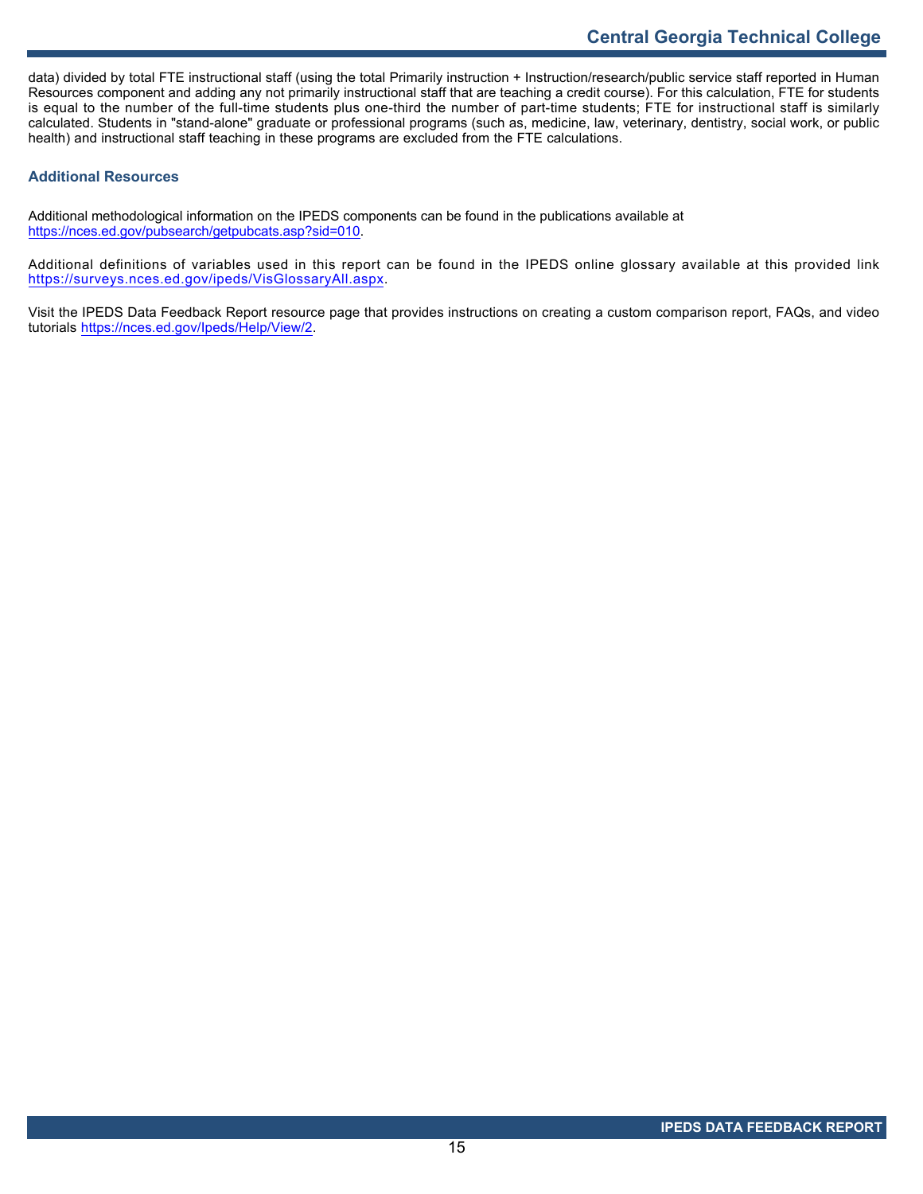data) divided by total FTE instructional staff (using the total Primarily instruction + Instruction/research/public service staff reported in Human Resources component and adding any not primarily instructional staff that are teaching a credit course). For this calculation, FTE for students is equal to the number of the full-time students plus one-third the number of part-time students; FTE for instructional staff is similarly calculated. Students in "stand-alone" graduate or professional programs (such as, medicine, law, veterinary, dentistry, social work, or public health) and instructional staff teaching in these programs are excluded from the FTE calculations.

### Additional Resources

Additional methodological information on the IPEDS components can be found in the publications available at https://nces.ed.gov/pubsearch/getpubcats.asp?sid=010.

Additional definitions of variables used in this report can be found in the IPEDS online glossary available at this provided link https://surveys.nces.ed.gov/ipeds/VisGlossaryAll.aspx.

Visit the IPEDS Data Feedback Report resource page that provides instructions on creating a custom comparison report, FAQs, and video tutorials https://nces.ed.gov/Ipeds/Help/View/2.